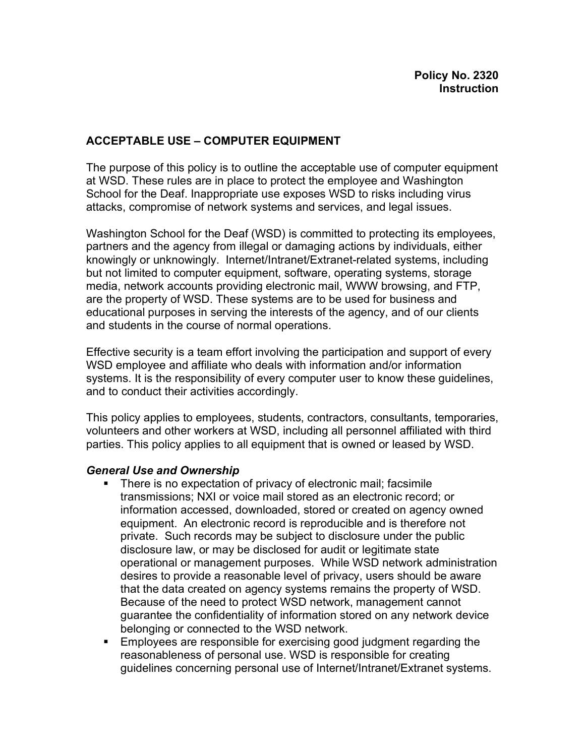**Policy No. 2320**
**Instruction**

## ACCEPTABLE USE – COMPUTER EQUIPMENT

The purpose of this policy is to outline the acceptable use of computer equipment at WSD. These rules are in place to protect the employee and Washington School for the Deaf. Inappropriate use exposes WSD to risks including virus attacks, compromise of network systems and services, and legal issues.

Washington School for the Deaf (WSD) is committed to protecting its employees, partners and the agency from illegal or damaging actions by individuals, either knowingly or unknowingly. Internet/Intranet/Extranet-related systems, including but not limited to computer equipment, software, operating systems, storage media, network accounts providing electronic mail, WWW browsing, and FTP, are the property of WSD. These systems are to be used for business and educational purposes in serving the interests of the agency, and of our clients and students in the course of normal operations.

Effective security is a team effort involving the participation and support of every WSD employee and affiliate who deals with information and/or information systems. It is the responsibility of every computer user to know these guidelines, and to conduct their activities accordingly.

This policy applies to employees, students, contractors, consultants, temporaries, volunteers and other workers at WSD, including all personnel affiliated with third parties. This policy applies to all equipment that is owned or leased by WSD.

### *General Use and Ownership*

- There is no expectation of privacy of electronic mail; facsimile transmissions; NXI or voice mail stored as an electronic record; or information accessed, downloaded, stored or created on agency owned equipment. An electronic record is reproducible and is therefore not private. Such records may be subject to disclosure under the public disclosure law, or may be disclosed for audit or legitimate state operational or management purposes. While WSD network administration desires to provide a reasonable level of privacy, users should be aware that the data created on agency systems remains the property of WSD. Because of the need to protect WSD network, management cannot guarantee the confidentiality of information stored on any network device belonging or connected to the WSD network.
- Employees are responsible for exercising good judgment regarding the reasonableness of personal use. WSD is responsible for creating guidelines concerning personal use of Internet/Intranet/Extranet systems.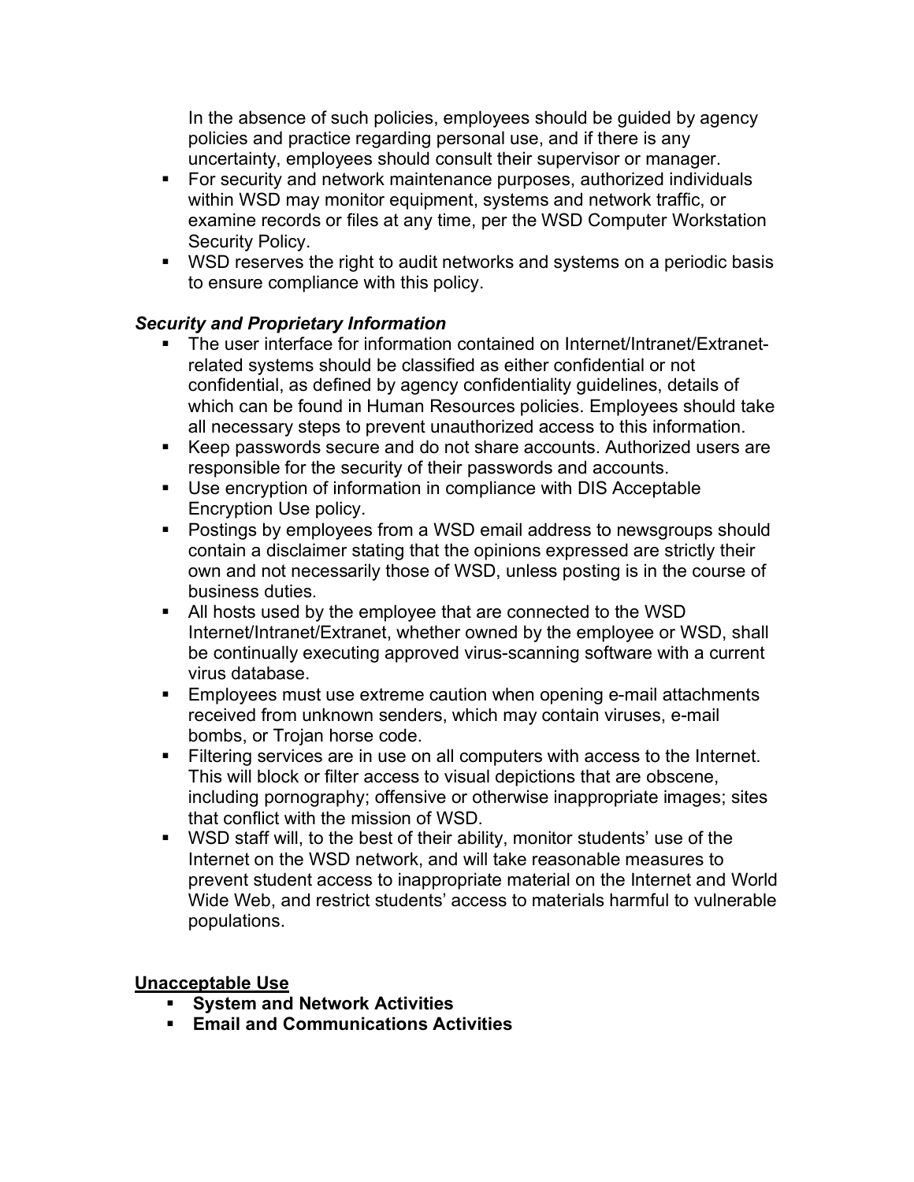In the absence of such policies, employees should be guided by agency policies and practice regarding personal use, and if there is any uncertainty, employees should consult their supervisor or manager.

- For security and network maintenance purposes, authorized individuals within WSD may monitor equipment, systems and network traffic, or examine records or files at any time, per the WSD Computer Workstation Security Policy.
- WSD reserves the right to audit networks and systems on a periodic basis to ensure compliance with this policy.

### *Security and Proprietary Information*

- The user interface for information contained on Internet/Intranet/Extranet-related systems should be classified as either confidential or not confidential, as defined by agency confidentiality guidelines, details of which can be found in Human Resources policies. Employees should take all necessary steps to prevent unauthorized access to this information.
- Keep passwords secure and do not share accounts. Authorized users are responsible for the security of their passwords and accounts.
- Use encryption of information in compliance with DIS Acceptable Encryption Use policy.
- Postings by employees from a WSD email address to newsgroups should contain a disclaimer stating that the opinions expressed are strictly their own and not necessarily those of WSD, unless posting is in the course of business duties.
- All hosts used by the employee that are connected to the WSD Internet/Intranet/Extranet, whether owned by the employee or WSD, shall be continually executing approved virus-scanning software with a current virus database.
- Employees must use extreme caution when opening e-mail attachments received from unknown senders, which may contain viruses, e-mail bombs, or Trojan horse code.
- Filtering services are in use on all computers with access to the Internet. This will block or filter access to visual depictions that are obscene, including pornography; offensive or otherwise inappropriate images; sites that conflict with the mission of WSD.
- WSD staff will, to the best of their ability, monitor students' use of the Internet on the WSD network, and will take reasonable measures to prevent student access to inappropriate material on the Internet and World Wide Web, and restrict students' access to materials harmful to vulnerable populations.

## <u>Unacceptable Use</u>

- **System and Network Activities**
- **Email and Communications Activities**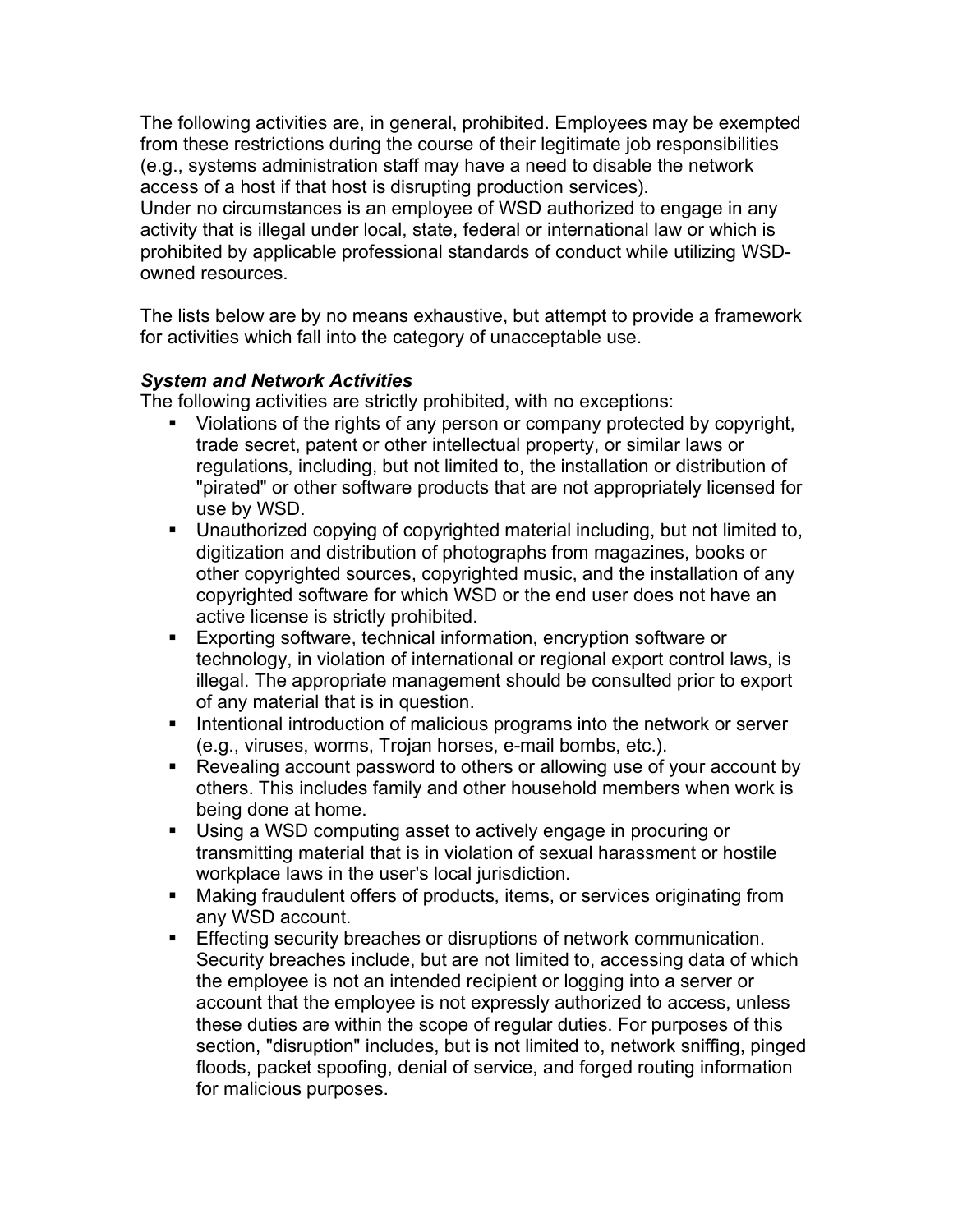The following activities are, in general, prohibited. Employees may be exempted from these restrictions during the course of their legitimate job responsibilities (e.g., systems administration staff may have a need to disable the network access of a host if that host is disrupting production services).
Under no circumstances is an employee of WSD authorized to engage in any activity that is illegal under local, state, federal or international law or which is prohibited by applicable professional standards of conduct while utilizing WSD-owned resources.

The lists below are by no means exhaustive, but attempt to provide a framework for activities which fall into the category of unacceptable use.

***System and Network Activities***
The following activities are strictly prohibited, with no exceptions:

- Violations of the rights of any person or company protected by copyright, trade secret, patent or other intellectual property, or similar laws or regulations, including, but not limited to, the installation or distribution of "pirated" or other software products that are not appropriately licensed for use by WSD.
- Unauthorized copying of copyrighted material including, but not limited to, digitization and distribution of photographs from magazines, books or other copyrighted sources, copyrighted music, and the installation of any copyrighted software for which WSD or the end user does not have an active license is strictly prohibited.
- Exporting software, technical information, encryption software or technology, in violation of international or regional export control laws, is illegal. The appropriate management should be consulted prior to export of any material that is in question.
- Intentional introduction of malicious programs into the network or server (e.g., viruses, worms, Trojan horses, e-mail bombs, etc.).
- Revealing account password to others or allowing use of your account by others. This includes family and other household members when work is being done at home.
- Using a WSD computing asset to actively engage in procuring or transmitting material that is in violation of sexual harassment or hostile workplace laws in the user's local jurisdiction.
- Making fraudulent offers of products, items, or services originating from any WSD account.
- Effecting security breaches or disruptions of network communication. Security breaches include, but are not limited to, accessing data of which the employee is not an intended recipient or logging into a server or account that the employee is not expressly authorized to access, unless these duties are within the scope of regular duties. For purposes of this section, "disruption" includes, but is not limited to, network sniffing, pinged floods, packet spoofing, denial of service, and forged routing information for malicious purposes.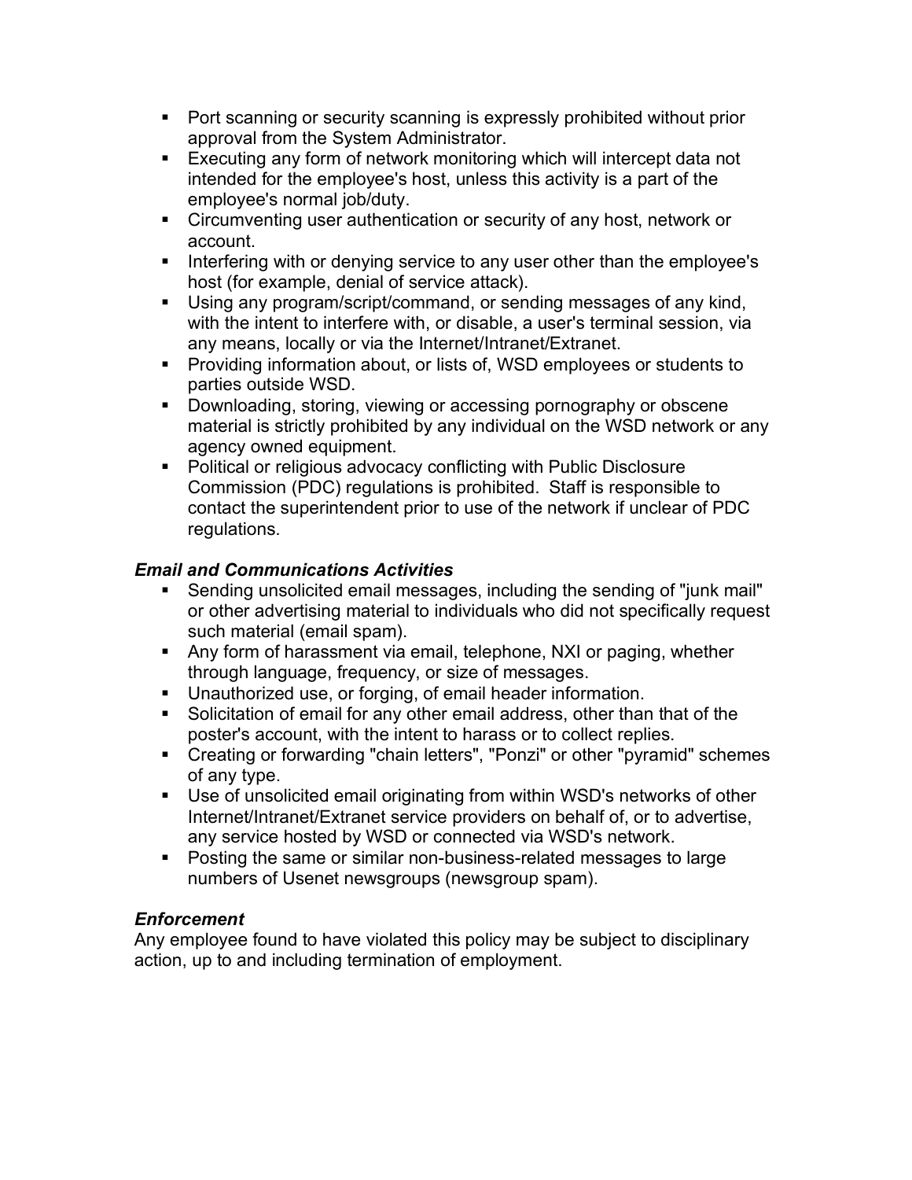- Port scanning or security scanning is expressly prohibited without prior approval from the System Administrator.
- Executing any form of network monitoring which will intercept data not intended for the employee's host, unless this activity is a part of the employee's normal job/duty.
- Circumventing user authentication or security of any host, network or account.
- Interfering with or denying service to any user other than the employee's host (for example, denial of service attack).
- Using any program/script/command, or sending messages of any kind, with the intent to interfere with, or disable, a user's terminal session, via any means, locally or via the Internet/Intranet/Extranet.
- Providing information about, or lists of, WSD employees or students to parties outside WSD.
- Downloading, storing, viewing or accessing pornography or obscene material is strictly prohibited by any individual on the WSD network or any agency owned equipment.
- Political or religious advocacy conflicting with Public Disclosure Commission (PDC) regulations is prohibited. Staff is responsible to contact the superintendent prior to use of the network if unclear of PDC regulations.

### *Email and Communications Activities*

- Sending unsolicited email messages, including the sending of "junk mail" or other advertising material to individuals who did not specifically request such material (email spam).
- Any form of harassment via email, telephone, NXI or paging, whether through language, frequency, or size of messages.
- Unauthorized use, or forging, of email header information.
- Solicitation of email for any other email address, other than that of the poster's account, with the intent to harass or to collect replies.
- Creating or forwarding "chain letters", "Ponzi" or other "pyramid" schemes of any type.
- Use of unsolicited email originating from within WSD's networks of other Internet/Intranet/Extranet service providers on behalf of, or to advertise, any service hosted by WSD or connected via WSD's network.
- Posting the same or similar non-business-related messages to large numbers of Usenet newsgroups (newsgroup spam).

### *Enforcement*

Any employee found to have violated this policy may be subject to disciplinary action, up to and including termination of employment.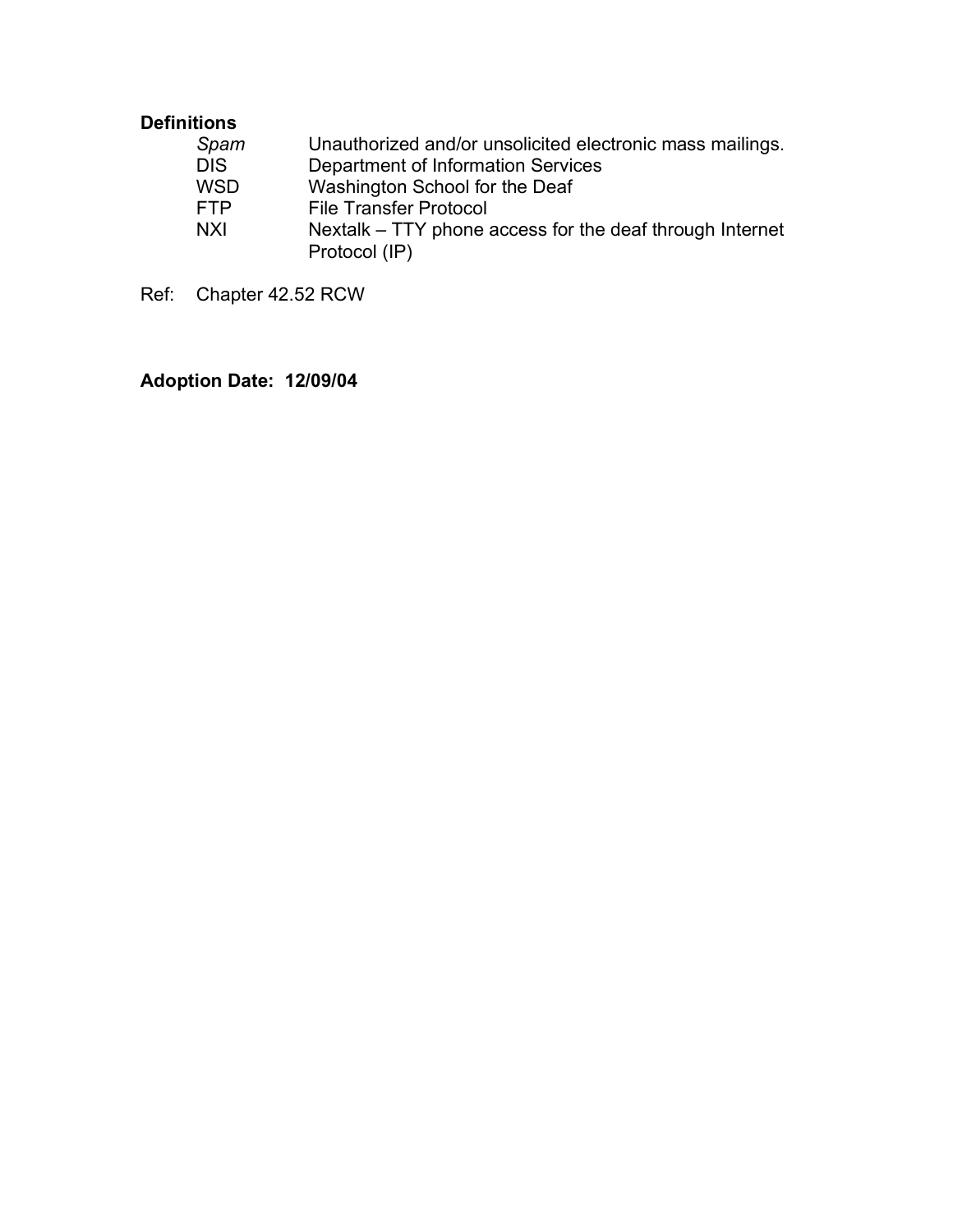**Definitions**

| | |
|---|---|
| *Spam* | Unauthorized and/or unsolicited electronic mass mailings. |
| DIS | Department of Information Services |
| WSD | Washington School for the Deaf |
| FTP | File Transfer Protocol |
| NXI | Nextalk – TTY phone access for the deaf through Internet Protocol (IP) |

Ref: Chapter 42.52 RCW

**Adoption Date: 12/09/04**